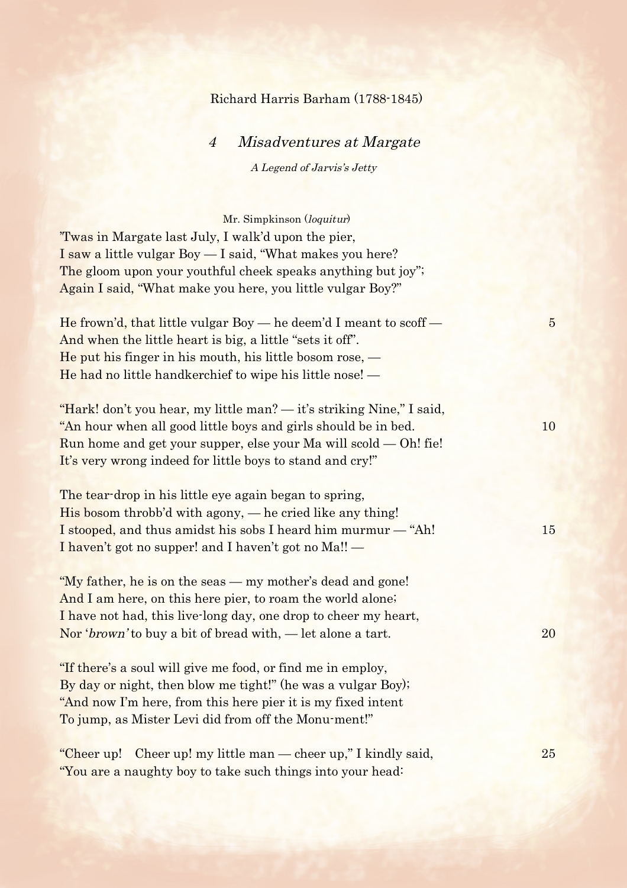Richard Harris Barham (1788-1845)

## 4 *Misadventures at Margate*

*A Legend of Jarvis's Jetty*

Mr. Simpkinson (*loquitur*)

'Twas in Margate last July, I walk'd upon the pier,
I saw a little vulgar Boy — I said, "What makes you here?
The gloom upon your youthful cheek speaks anything but joy";
Again I said, "What make you here, you little vulgar Boy?"

He frown'd, that little vulgar Boy — he deem'd I meant to scoff — 5
And when the little heart is big, a little "sets it off".
He put his finger in his mouth, his little bosom rose, —
He had no little handkerchief to wipe his little nose! —

"Hark! don't you hear, my little man? — it's striking Nine," I said,
"An hour when all good little boys and girls should be in bed. 10
Run home and get your supper, else your Ma will scold — Oh! fie!
It's very wrong indeed for little boys to stand and cry!"

The tear-drop in his little eye again began to spring,
His bosom throbb'd with agony, — he cried like any thing!
I stooped, and thus amidst his sobs I heard him murmur — "Ah! 15
I haven't got no supper! and I haven't got no Ma!! —

"My father, he is on the seas — my mother's dead and gone!
And I am here, on this here pier, to roam the world alone;
I have not had, this live-long day, one drop to cheer my heart,
Nor '*brown*' to buy a bit of bread with, — let alone a tart. 20

"If there's a soul will give me food, or find me in employ,
By day or night, then blow me tight!" (he was a vulgar Boy);
"And now I'm here, from this here pier it is my fixed intent
To jump, as Mister Levi did from off the Monu-ment!"

"Cheer up! Cheer up! my little man — cheer up," I kindly said, 25
"You are a naughty boy to take such things into your head: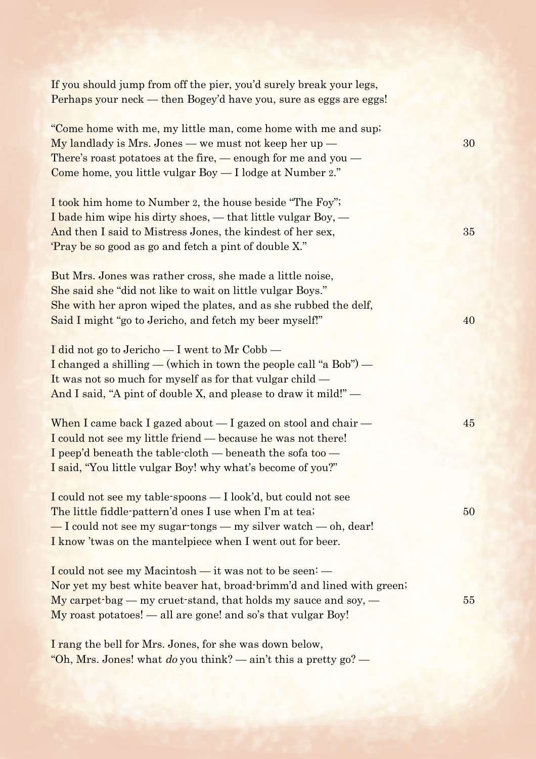If you should jump from off the pier, you'd surely break your legs,  
Perhaps your neck — then Bogey'd have you, sure as eggs are eggs!

"Come home with me, my little man, come home with me and sup;  
My landlady is Mrs. Jones — we must not keep her up — 30  
There's roast potatoes at the fire, — enough for me and you —  
Come home, you little vulgar Boy — I lodge at Number 2."

I took him home to Number 2, the house beside "The Foy";  
I bade him wipe his dirty shoes, — that little vulgar Boy, —  
And then I said to Mistress Jones, the kindest of her sex, 35  
'Pray be so good as go and fetch a pint of double X."

But Mrs. Jones was rather cross, she made a little noise,  
She said she "did not like to wait on little vulgar Boys."  
She with her apron wiped the plates, and as she rubbed the delf,  
Said I might "go to Jericho, and fetch my beer myself!" 40

I did not go to Jericho — I went to Mr Cobb —  
I changed a shilling — (which in town the people call "a Bob") —  
It was not so much for myself as for that vulgar child —  
And I said, "A pint of double X, and please to draw it mild!" —

When I came back I gazed about — I gazed on stool and chair — 45  
I could not see my little friend — because he was not there!  
I peep'd beneath the table-cloth — beneath the sofa too —  
I said, "You little vulgar Boy! why what's become of you?"

I could not see my table-spoons — I look'd, but could not see  
The little fiddle-pattern'd ones I use when I'm at tea; 50  
— I could not see my sugar-tongs — my silver watch — oh, dear!  
I know 'twas on the mantelpiece when I went out for beer.

I could not see my Macintosh — it was not to be seen: —  
Nor yet my best white beaver hat, broad-brimm'd and lined with green;  
My carpet-bag — my cruet-stand, that holds my sauce and soy, — 55  
My roast potatoes! — all are gone! and so's that vulgar Boy!

I rang the bell for Mrs. Jones, for she was down below,  
"Oh, Mrs. Jones! what *do* you think? — ain't this a pretty go? —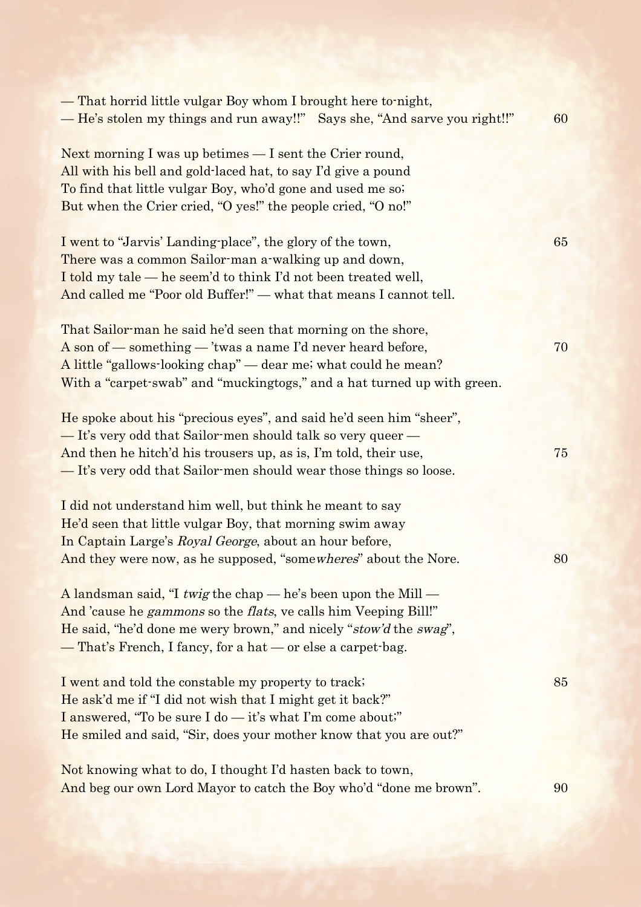— That horrid little vulgar Boy whom I brought here to-night,
— He's stolen my things and run away!!" Says she, "And sarve you right!!" 60

Next morning I was up betimes — I sent the Crier round,
All with his bell and gold-laced hat, to say I'd give a pound
To find that little vulgar Boy, who'd gone and used me so;
But when the Crier cried, "O yes!" the people cried, "O no!"

I went to "Jarvis' Landing-place", the glory of the town, 65
There was a common Sailor-man a-walking up and down,
I told my tale — he seem'd to think I'd not been treated well,
And called me "Poor old Buffer!" — what that means I cannot tell.

That Sailor-man he said he'd seen that morning on the shore,
A son of — something — 'twas a name I'd never heard before, 70
A little "gallows-looking chap" — dear me; what could he mean?
With a "carpet-swab" and "muckingtogs," and a hat turned up with green.

He spoke about his "precious eyes", and said he'd seen him "sheer",
— It's very odd that Sailor-men should talk so very queer —
And then he hitch'd his trousers up, as is, I'm told, their use, 75
— It's very odd that Sailor-men should wear those things so loose.

I did not understand him well, but think he meant to say
He'd seen that little vulgar Boy, that morning swim away
In Captain Large's *Royal George*, about an hour before,
And they were now, as he supposed, "some*wheres*" about the Nore. 80

A landsman said, "I *twig* the chap — he's been upon the Mill —
And 'cause he *gammons* so the *flats*, ve calls him Veeping Bill!"
He said, "he'd done me wery brown," and nicely "*stow'd* the *swag*",
— That's French, I fancy, for a hat — or else a carpet-bag.

I went and told the constable my property to track; 85
He ask'd me if "I did not wish that I might get it back?"
I answered, "To be sure I do — it's what I'm come about;"
He smiled and said, "Sir, does your mother know that you are out?"

Not knowing what to do, I thought I'd hasten back to town,
And beg our own Lord Mayor to catch the Boy who'd "done me brown". 90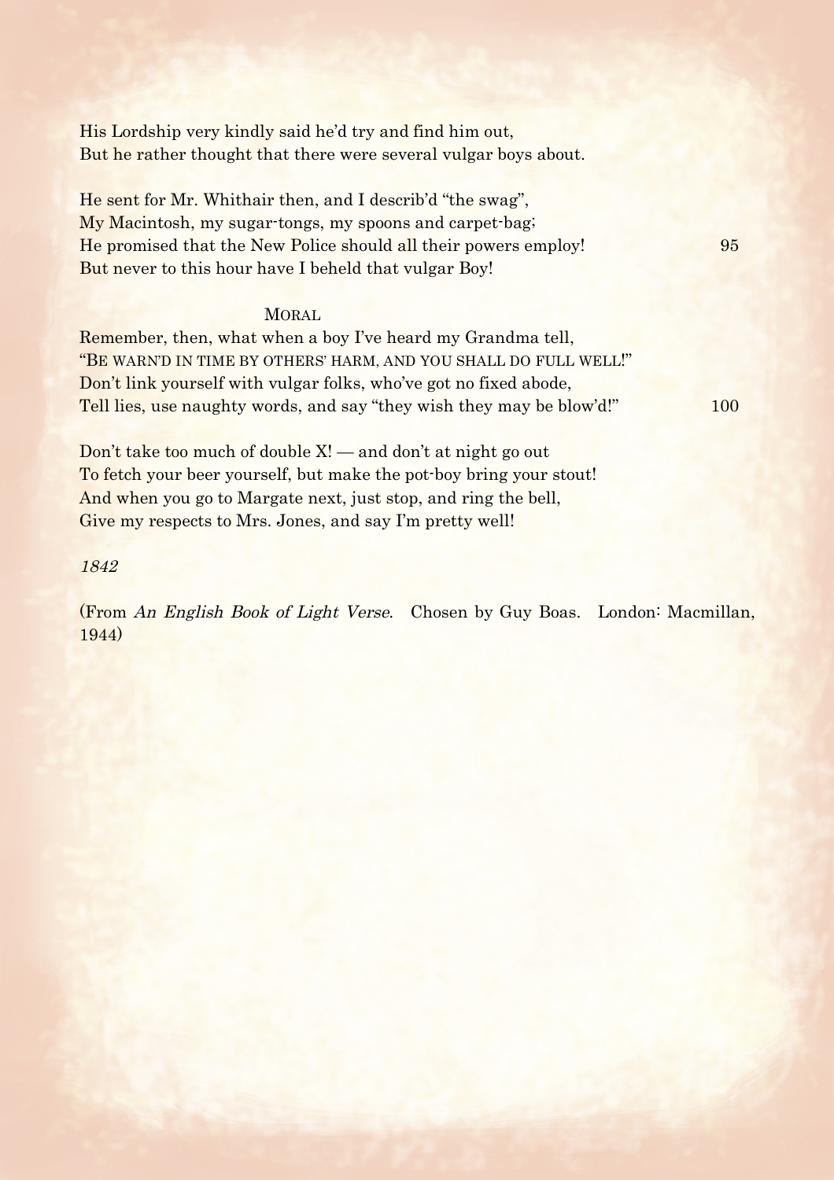His Lordship very kindly said he'd try and find him out,
But he rather thought that there were several vulgar boys about.

He sent for Mr. Whithair then, and I describ'd "the swag",
My Macintosh, my sugar-tongs, my spoons and carpet-bag;
He promised that the New Police should all their powers employ!
But never to this hour have I beheld that vulgar Boy!

MORAL

Remember, then, what when a boy I've heard my Grandma tell,
"BE WARN'D IN TIME BY OTHERS' HARM, AND YOU SHALL DO FULL WELL!"
Don't link yourself with vulgar folks, who've got no fixed abode,
Tell lies, use naughty words, and say "they wish they may be blow'd!"

Don't take too much of double X! — and don't at night go out
To fetch your beer yourself, but make the pot-boy bring your stout!
And when you go to Margate next, just stop, and ring the bell,
Give my respects to Mrs. Jones, and say I'm pretty well!

*1842*

(From *An English Book of Light Verse*. Chosen by Guy Boas. London: Macmillan, 1944)